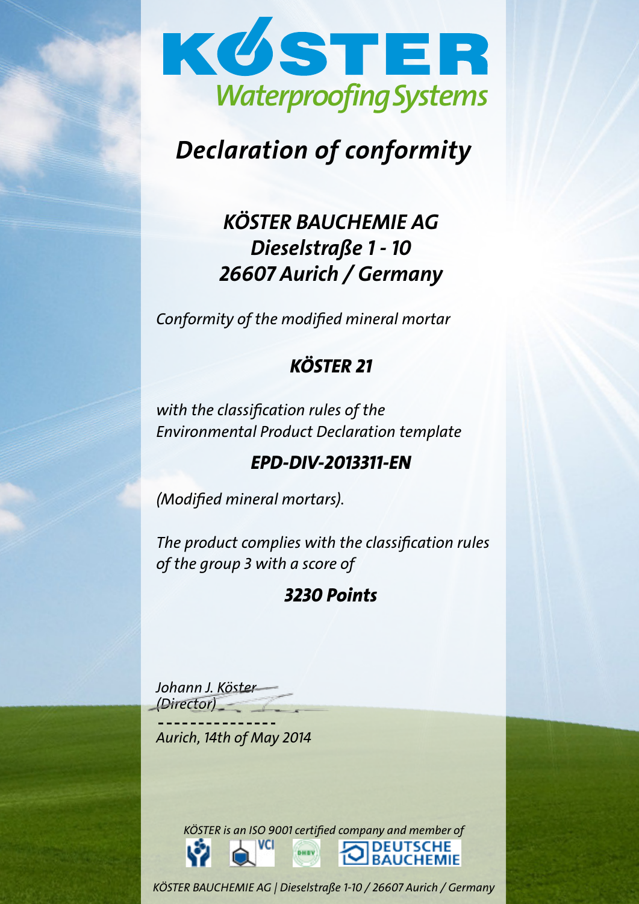# KÖSTER Waterproofing Systems

## *Declaration of conformity*

***KÖSTER BAUCHEMIE AG***
***Dieselstraße 1 - 10***
***26607 Aurich / Germany***

*Conformity of the modified mineral mortar*

***KÖSTER 21***

*with the classification rules of the*
*Environmental Product Declaration template*

***EPD-DIV-2013311-EN***

*(Modified mineral mortars).*

*The product complies with the classification rules of the group 3 with a score of*

***3230 Points***

*Johann J. Köster*
*(Director)*

*Aurich, 14th of May 2014*

*KÖSTER is an ISO 9001 certified company and member of*

VCI | DEUTSCHE BAUCHEMIE

*KÖSTER BAUCHEMIE AG | Dieselstraße 1-10 / 26607 Aurich / Germany*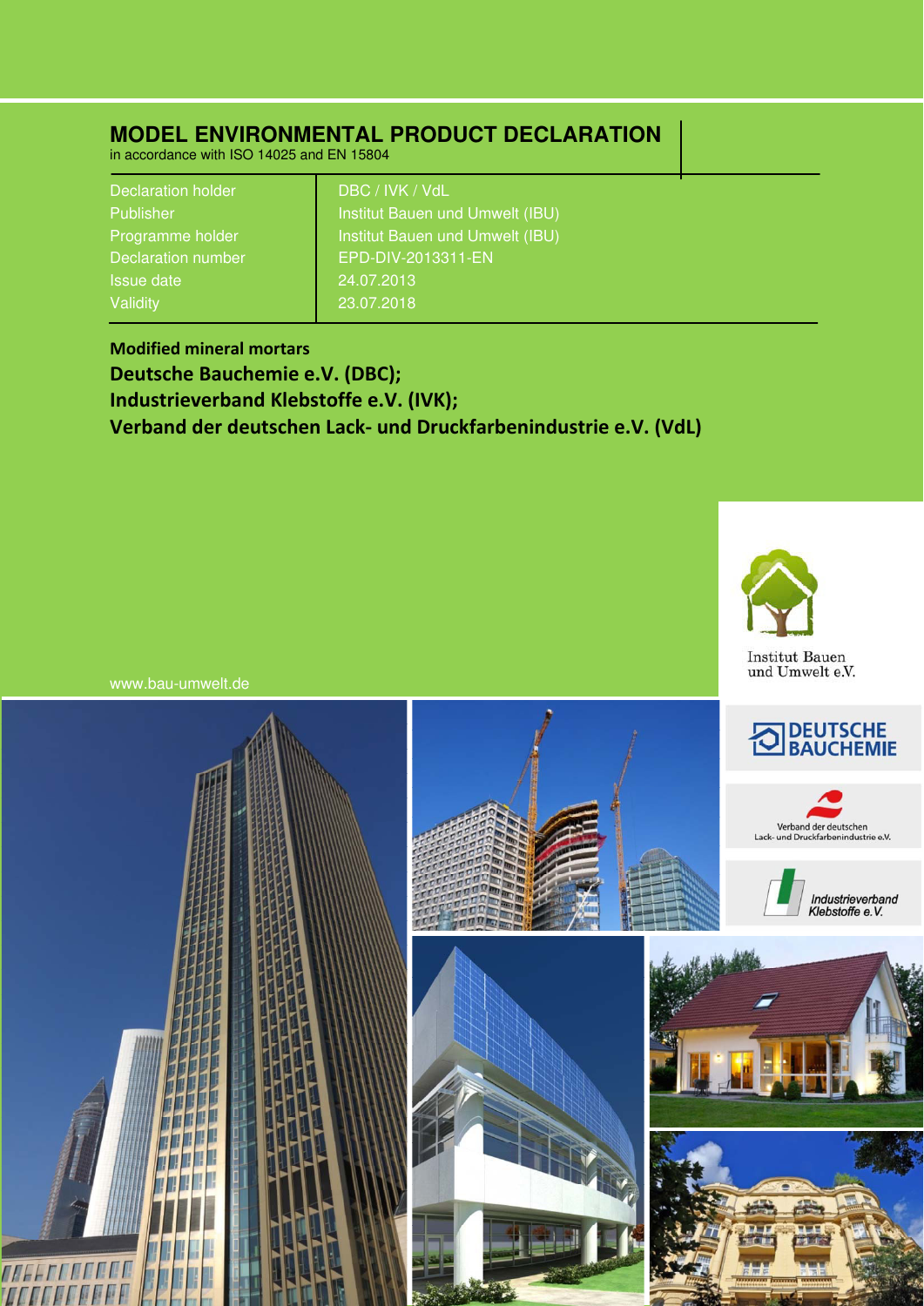# MODEL ENVIRONMENTAL PRODUCT DECLARATION

in accordance with ISO 14025 and EN 15804

| | |
|---|---|
| Declaration holder | DBC / IVK / VdL |
| Publisher | Institut Bauen und Umwelt (IBU) |
| Programme holder | Institut Bauen und Umwelt (IBU) |
| Declaration number | EPD-DIV-2013311-EN |
| Issue date | 24.07.2013 |
| Validity | 23.07.2018 |

**Modified mineral mortars**

**Deutsche Bauchemie e.V. (DBC);**

**Industrieverband Klebstoffe e.V. (IVK);**

**Verband der deutschen Lack- und Druckfarbenindustrie e.V. (VdL)**

www.bau-umwelt.de

Institut Bauen und Umwelt e.V.

DEUTSCHE BAUCHEMIE

Verband der deutschen Lack- und Druckfarbenindustrie e.V.

Industrieverband Klebstoffe e.V.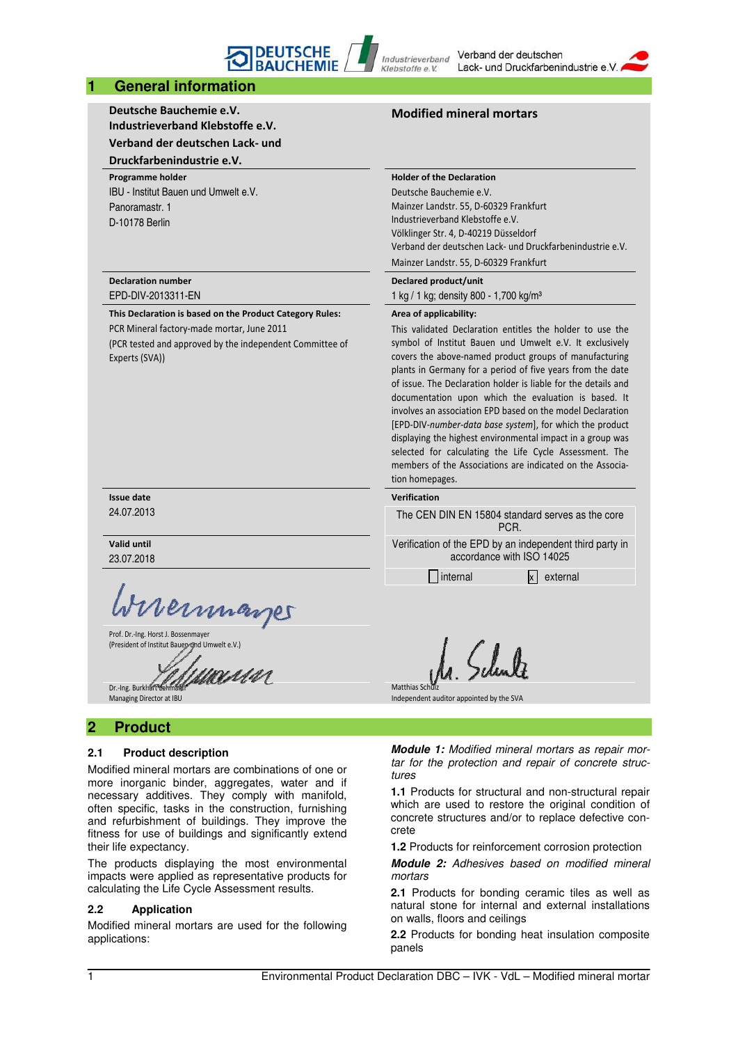## 1 General information

| **Deutsche Bauchemie e.V.** **Industrieverband Klebstoffe e.V.** **Verband der deutschen Lack- und Druckfarbenindustrie e.V.** | **Modified mineral mortars** |
|---|---|
| **Programme holder** IBU - Institut Bauen und Umwelt e.V. Panoramastr. 1 D-10178 Berlin | **Holder of the Declaration** Deutsche Bauchemie e.V. Mainzer Landstr. 55, D-60329 Frankfurt Industrieverband Klebstoffe e.V. Völklinger Str. 4, D-40219 Düsseldorf Verband der deutschen Lack- und Druckfarbenindustrie e.V. Mainzer Landstr. 55, D-60329 Frankfurt |
| **Declaration number** EPD-DIV-2013311-EN | **Declared product/unit** 1 kg / 1 kg; density 800 - 1,700 kg/m³ |
| **This Declaration is based on the Product Category Rules:** PCR Mineral factory-made mortar, June 2011 (PCR tested and approved by the independent Committee of Experts (SVA)) | **Area of applicability:** This validated Declaration entitles the holder to use the symbol of Institut Bauen und Umwelt e.V. It exclusively covers the above-named product groups of manufacturing plants in Germany for a period of five years from the date of issue. The Declaration holder is liable for the details and documentation upon which the evaluation is based. It involves an association EPD based on the model Declaration [EPD-DIV-*number-data base system*], for which the product displaying the highest environmental impact in a group was selected for calculating the Life Cycle Assessment. The members of the Associations are indicated on the Association homepages. |
| **Issue date** 24.07.2013 | **Verification** The CEN DIN EN 15804 standard serves as the core PCR. |
| **Valid until** 23.07.2018 | Verification of the EPD by an independent third party in accordance with ISO 14025 |
| | ☐ internal ☒ external |

Prof. Dr.-Ing. Horst J. Bossenmayer
(President of Institut Bauen und Umwelt e.V.)

Dr.-Ing. Burkhart Lehmann
Managing Director at IBU

Matthias Schulz
Independent auditor appointed by the SVA

## 2 Product

### 2.1 Product description

Modified mineral mortars are combinations of one or more inorganic binder, aggregates, water and if necessary additives. They comply with manifold, often specific, tasks in the construction, furnishing and refurbishment of buildings. They improve the fitness for use of buildings and significantly extend their life expectancy.

The products displaying the most environmental impacts were applied as representative products for calculating the Life Cycle Assessment results.

### 2.2 Application

Modified mineral mortars are used for the following applications:

***Module 1:*** *Modified mineral mortars as repair mortar for the protection and repair of concrete structures*

**1.1** Products for structural and non-structural repair which are used to restore the original condition of concrete structures and/or to replace defective concrete

**1.2** Products for reinforcement corrosion protection

***Module 2:*** *Adhesives based on modified mineral mortars*

**2.1** Products for bonding ceramic tiles as well as natural stone for internal and external installations on walls, floors and ceilings

**2.2** Products for bonding heat insulation composite panels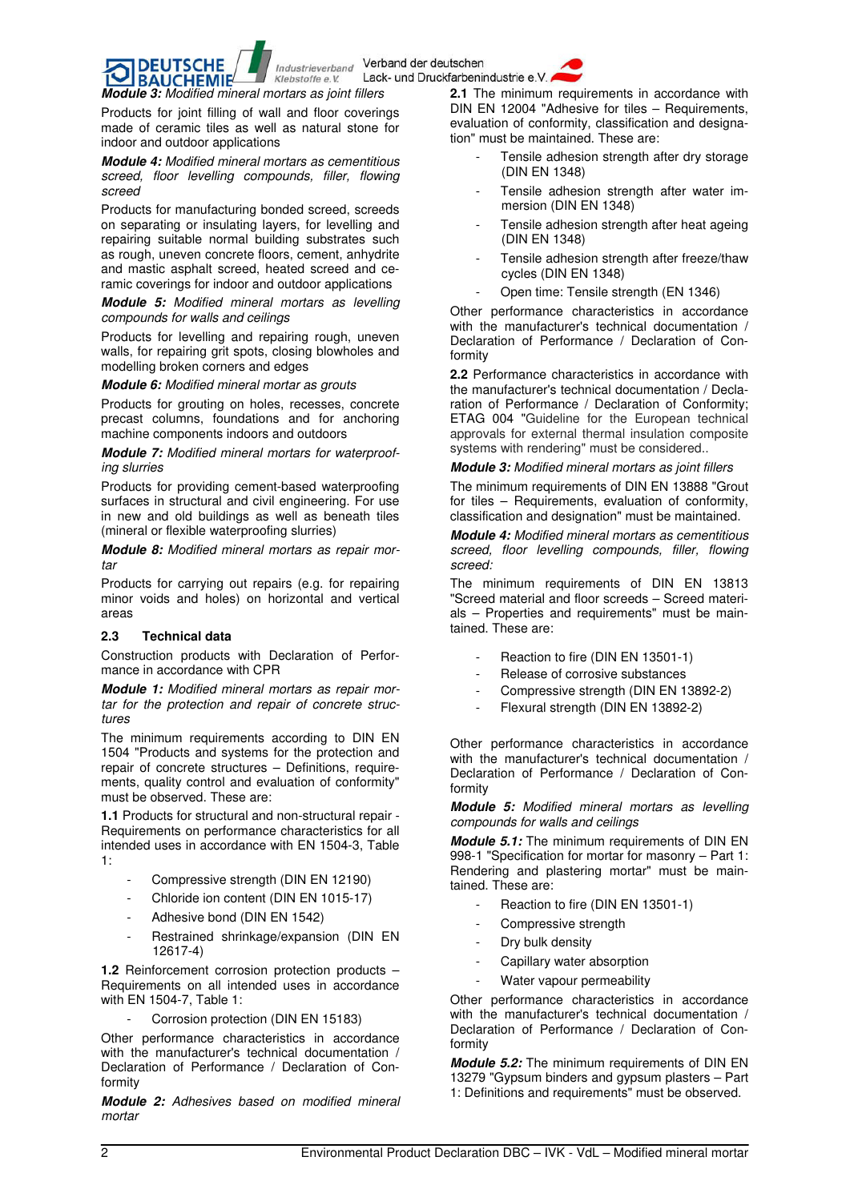***Module 3:*** *Modified mineral mortars as joint fillers*

Products for joint filling of wall and floor coverings made of ceramic tiles as well as natural stone for indoor and outdoor applications

***Module 4:*** *Modified mineral mortars as cementitious screed, floor levelling compounds, filler, flowing screed*

Products for manufacturing bonded screed, screeds on separating or insulating layers, for levelling and repairing suitable normal building substrates such as rough, uneven concrete floors, cement, anhydrite and mastic asphalt screed, heated screed and ceramic coverings for indoor and outdoor applications

***Module 5:*** *Modified mineral mortars as levelling compounds for walls and ceilings*

Products for levelling and repairing rough, uneven walls, for repairing grit spots, closing blowholes and modelling broken corners and edges

***Module 6:*** *Modified mineral mortar as grouts*

Products for grouting on holes, recesses, concrete precast columns, foundations and for anchoring machine components indoors and outdoors

***Module 7:*** *Modified mineral mortars for waterproofing slurries*

Products for providing cement-based waterproofing surfaces in structural and civil engineering. For use in new and old buildings as well as beneath tiles (mineral or flexible waterproofing slurries)

***Module 8:*** *Modified mineral mortars as repair mortar*

Products for carrying out repairs (e.g. for repairing minor voids and holes) on horizontal and vertical areas

### 2.3 Technical data

Construction products with Declaration of Performance in accordance with CPR

***Module 1:*** *Modified mineral mortars as repair mortar for the protection and repair of concrete structures*

The minimum requirements according to DIN EN 1504 "Products and systems for the protection and repair of concrete structures – Definitions, requirements, quality control and evaluation of conformity" must be observed. These are:

**1.1** Products for structural and non-structural repair - Requirements on performance characteristics for all intended uses in accordance with EN 1504-3, Table 1:

- Compressive strength (DIN EN 12190)
- Chloride ion content (DIN EN 1015-17)
- Adhesive bond (DIN EN 1542)
- Restrained shrinkage/expansion (DIN EN 12617-4)

**1.2** Reinforcement corrosion protection products – Requirements on all intended uses in accordance with EN 1504-7, Table 1:

- Corrosion protection (DIN EN 15183)

Other performance characteristics in accordance with the manufacturer's technical documentation / Declaration of Performance / Declaration of Conformity

***Module 2:*** *Adhesives based on modified mineral mortar*

**2.1** The minimum requirements in accordance with DIN EN 12004 "Adhesive for tiles – Requirements, evaluation of conformity, classification and designation" must be maintained. These are:

- Tensile adhesion strength after dry storage (DIN EN 1348)
- Tensile adhesion strength after water immersion (DIN EN 1348)
- Tensile adhesion strength after heat ageing (DIN EN 1348)
- Tensile adhesion strength after freeze/thaw cycles (DIN EN 1348)
- Open time: Tensile strength (EN 1346)

Other performance characteristics in accordance with the manufacturer's technical documentation / Declaration of Performance / Declaration of Conformity

**2.2** Performance characteristics in accordance with the manufacturer's technical documentation / Declaration of Performance / Declaration of Conformity; ETAG 004 "Guideline for the European technical approvals for external thermal insulation composite systems with rendering" must be considered..

***Module 3:*** *Modified mineral mortars as joint fillers*

The minimum requirements of DIN EN 13888 "Grout for tiles – Requirements, evaluation of conformity, classification and designation" must be maintained.

***Module 4:*** *Modified mineral mortars as cementitious screed, floor levelling compounds, filler, flowing screed:*

The minimum requirements of DIN EN 13813 "Screed material and floor screeds – Screed materials – Properties and requirements" must be maintained. These are:

- Reaction to fire (DIN EN 13501-1)
- Release of corrosive substances
- Compressive strength (DIN EN 13892-2)
- Flexural strength (DIN EN 13892-2)

Other performance characteristics in accordance with the manufacturer's technical documentation / Declaration of Performance / Declaration of Conformity

***Module 5:*** *Modified mineral mortars as levelling compounds for walls and ceilings*

***Module 5.1:*** The minimum requirements of DIN EN 998-1 "Specification for mortar for masonry – Part 1: Rendering and plastering mortar" must be maintained. These are:

- Reaction to fire (DIN EN 13501-1)
- Compressive strength
- Dry bulk density
- Capillary water absorption
- Water vapour permeability

Other performance characteristics in accordance with the manufacturer's technical documentation / Declaration of Performance / Declaration of Conformity

***Module 5.2:*** The minimum requirements of DIN EN 13279 "Gypsum binders and gypsum plasters – Part 1: Definitions and requirements" must be observed.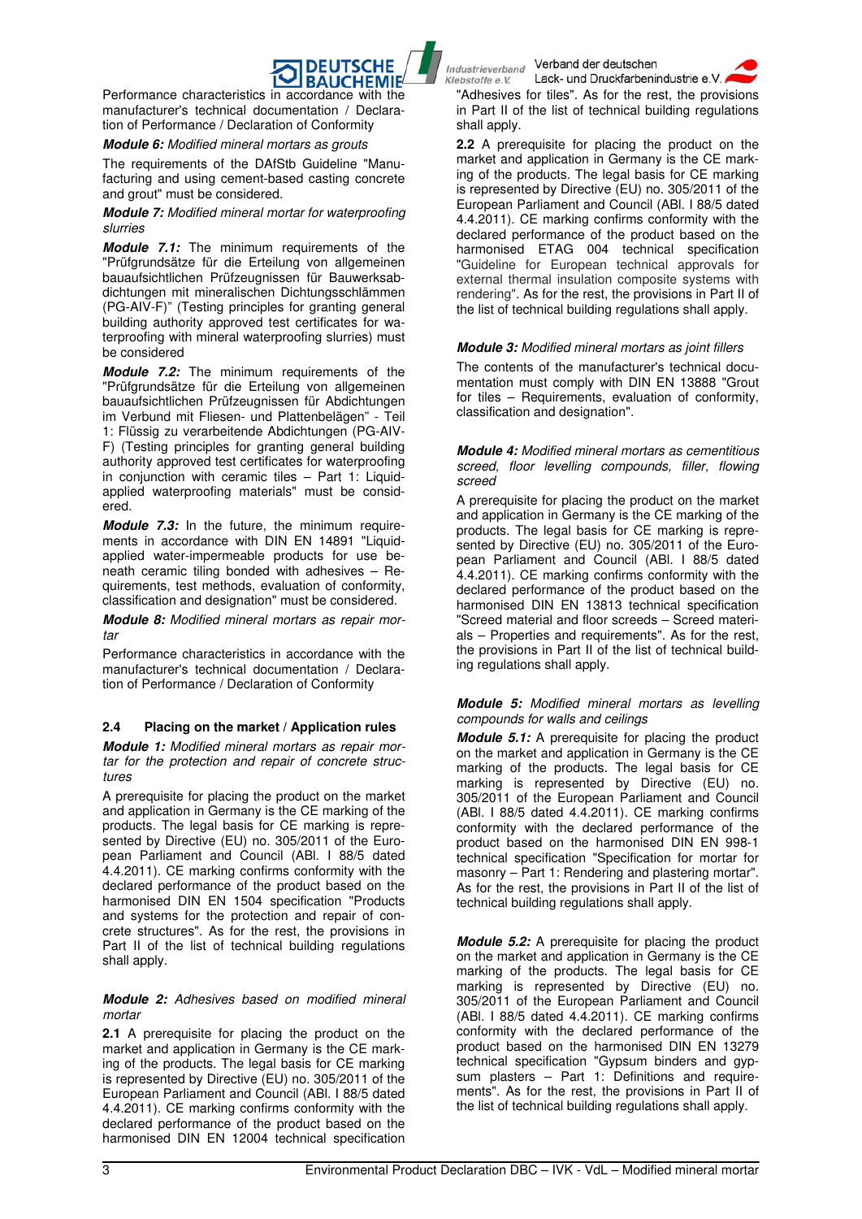Performance characteristics in accordance with the manufacturer's technical documentation / Declaration of Performance / Declaration of Conformity

***Module 6:*** *Modified mineral mortars as grouts*

The requirements of the DAfStb Guideline "Manufacturing and using cement-based casting concrete and grout" must be considered.

***Module 7:*** *Modified mineral mortar for waterproofing slurries*

***Module 7.1:*** The minimum requirements of the "Prüfgrundsätze für die Erteilung von allgemeinen bauaufsichtlichen Prüfzeugnissen für Bauwerksabdichtungen mit mineralischen Dichtungsschlämmen (PG-AIV-F)" (Testing principles for granting general building authority approved test certificates for waterproofing with mineral waterproofing slurries) must be considered

***Module 7.2:*** The minimum requirements of the "Prüfgrundsätze für die Erteilung von allgemeinen bauaufsichtlichen Prüfzeugnissen für Abdichtungen im Verbund mit Fliesen- und Plattenbelägen" - Teil 1: Flüssig zu verarbeitende Abdichtungen (PG-AIV-F) (Testing principles for granting general building authority approved test certificates for waterproofing in conjunction with ceramic tiles – Part 1: Liquid-applied waterproofing materials" must be considered.

***Module 7.3:*** In the future, the minimum requirements in accordance with DIN EN 14891 "Liquid-applied water-impermeable products for use beneath ceramic tiling bonded with adhesives – Requirements, test methods, evaluation of conformity, classification and designation" must be considered.

***Module 8:*** *Modified mineral mortars as repair mortar*

Performance characteristics in accordance with the manufacturer's technical documentation / Declaration of Performance / Declaration of Conformity

## 2.4 Placing on the market / Application rules

***Module 1:*** *Modified mineral mortars as repair mortar for the protection and repair of concrete structures*

A prerequisite for placing the product on the market and application in Germany is the CE marking of the products. The legal basis for CE marking is represented by Directive (EU) no. 305/2011 of the European Parliament and Council (ABl. I 88/5 dated 4.4.2011). CE marking confirms conformity with the declared performance of the product based on the harmonised DIN EN 1504 specification "Products and systems for the protection and repair of concrete structures". As for the rest, the provisions in Part II of the list of technical building regulations shall apply.

***Module 2:*** *Adhesives based on modified mineral mortar*

**2.1** A prerequisite for placing the product on the market and application in Germany is the CE marking of the products. The legal basis for CE marking is represented by Directive (EU) no. 305/2011 of the European Parliament and Council (ABl. I 88/5 dated 4.4.2011). CE marking confirms conformity with the declared performance of the product based on the harmonised DIN EN 12004 technical specification "Adhesives for tiles". As for the rest, the provisions in Part II of the list of technical building regulations shall apply.

**2.2** A prerequisite for placing the product on the market and application in Germany is the CE marking of the products. The legal basis for CE marking is represented by Directive (EU) no. 305/2011 of the European Parliament and Council (ABl. I 88/5 dated 4.4.2011). CE marking confirms conformity with the declared performance of the product based on the harmonised ETAG 004 technical specification "Guideline for European technical approvals for external thermal insulation composite systems with rendering". As for the rest, the provisions in Part II of the list of technical building regulations shall apply.

***Module 3:*** *Modified mineral mortars as joint fillers*

The contents of the manufacturer's technical documentation must comply with DIN EN 13888 "Grout for tiles – Requirements, evaluation of conformity, classification and designation".

***Module 4:*** *Modified mineral mortars as cementitious screed, floor levelling compounds, filler, flowing screed*

A prerequisite for placing the product on the market and application in Germany is the CE marking of the products. The legal basis for CE marking is represented by Directive (EU) no. 305/2011 of the European Parliament and Council (ABl. I 88/5 dated 4.4.2011). CE marking confirms conformity with the declared performance of the product based on the harmonised DIN EN 13813 technical specification "Screed material and floor screeds – Screed materials – Properties and requirements". As for the rest, the provisions in Part II of the list of technical building regulations shall apply.

***Module 5:*** *Modified mineral mortars as levelling compounds for walls and ceilings*

***Module 5.1:*** A prerequisite for placing the product on the market and application in Germany is the CE marking of the products. The legal basis for CE marking is represented by Directive (EU) no. 305/2011 of the European Parliament and Council (ABl. I 88/5 dated 4.4.2011). CE marking confirms conformity with the declared performance of the product based on the harmonised DIN EN 998-1 technical specification "Specification for mortar for masonry – Part 1: Rendering and plastering mortar". As for the rest, the provisions in Part II of the list of technical building regulations shall apply.

***Module 5.2:*** A prerequisite for placing the product on the market and application in Germany is the CE marking of the products. The legal basis for CE marking is represented by Directive (EU) no. 305/2011 of the European Parliament and Council (ABl. I 88/5 dated 4.4.2011). CE marking confirms conformity with the declared performance of the product based on the harmonised DIN EN 13279 technical specification "Gypsum binders and gypsum plasters – Part 1: Definitions and requirements". As for the rest, the provisions in Part II of the list of technical building regulations shall apply.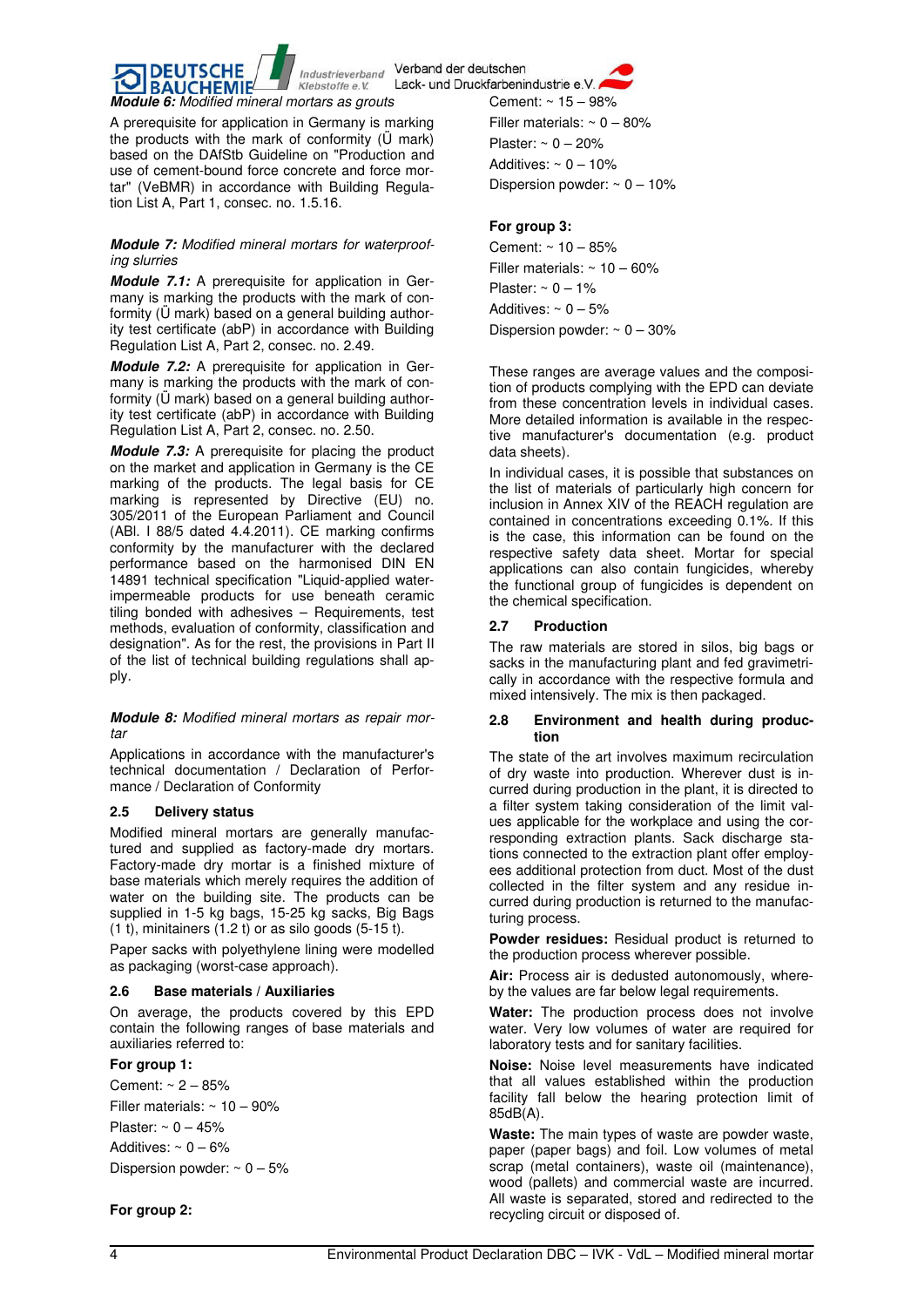*Module 6:* *Modified mineral mortars as grouts*

A prerequisite for application in Germany is marking the products with the mark of conformity (Ü mark) based on the DAfStb Guideline on "Production and use of cement-bound force concrete and force mortar" (VeBMR) in accordance with Building Regulation List A, Part 1, consec. no. 1.5.16.

***Module 7:*** *Modified mineral mortars for waterproofing slurries*

***Module 7.1:*** A prerequisite for application in Germany is marking the products with the mark of conformity (Ü mark) based on a general building authority test certificate (abP) in accordance with Building Regulation List A, Part 2, consec. no. 2.49.

***Module 7.2:*** A prerequisite for application in Germany is marking the products with the mark of conformity (Ü mark) based on a general building authority test certificate (abP) in accordance with Building Regulation List A, Part 2, consec. no. 2.50.

***Module 7.3:*** A prerequisite for placing the product on the market and application in Germany is the CE marking of the products. The legal basis for CE marking is represented by Directive (EU) no. 305/2011 of the European Parliament and Council (ABl. I 88/5 dated 4.4.2011). CE marking confirms conformity by the manufacturer with the declared performance based on the harmonised DIN EN 14891 technical specification "Liquid-applied water-impermeable products for use beneath ceramic tiling bonded with adhesives – Requirements, test methods, evaluation of conformity, classification and designation". As for the rest, the provisions in Part II of the list of technical building regulations shall apply.

***Module 8:*** *Modified mineral mortars as repair mortar*

Applications in accordance with the manufacturer's technical documentation / Declaration of Performance / Declaration of Conformity

## 2.5 Delivery status

Modified mineral mortars are generally manufactured and supplied as factory-made dry mortars. Factory-made dry mortar is a finished mixture of base materials which merely requires the addition of water on the building site. The products can be supplied in 1-5 kg bags, 15-25 kg sacks, Big Bags (1 t), minitainers (1.2 t) or as silo goods (5-15 t).

Paper sacks with polyethylene lining were modelled as packaging (worst-case approach).

## 2.6 Base materials / Auxiliaries

On average, the products covered by this EPD contain the following ranges of base materials and auxiliaries referred to:

**For group 1:**

Cement: ~ 2 – 85%

Filler materials: ~ 10 – 90%

Plaster: ~ 0 – 45%

Additives: ~ 0 – 6%

Dispersion powder: ~ 0 – 5%

**For group 2:**

Cement: ~ 15 – 98%

Filler materials: ~ 0 – 80%

Plaster: ~ 0 – 20%

Additives: ~ 0 – 10%

Dispersion powder: ~ 0 – 10%

**For group 3:**

Cement: ~ 10 – 85%

Filler materials: ~ 10 – 60%

Plaster: ~ 0 – 1%

Additives: ~ 0 – 5%

Dispersion powder: ~ 0 – 30%

These ranges are average values and the composition of products complying with the EPD can deviate from these concentration levels in individual cases. More detailed information is available in the respective manufacturer's documentation (e.g. product data sheets).

In individual cases, it is possible that substances on the list of materials of particularly high concern for inclusion in Annex XIV of the REACH regulation are contained in concentrations exceeding 0.1%. If this is the case, this information can be found on the respective safety data sheet. Mortar for special applications can also contain fungicides, whereby the functional group of fungicides is dependent on the chemical specification.

## 2.7 Production

The raw materials are stored in silos, big bags or sacks in the manufacturing plant and fed gravimetrically in accordance with the respective formula and mixed intensively. The mix is then packaged.

## 2.8 Environment and health during production

The state of the art involves maximum recirculation of dry waste into production. Wherever dust is incurred during production in the plant, it is directed to a filter system taking consideration of the limit values applicable for the workplace and using the corresponding extraction plants. Sack discharge stations connected to the extraction plant offer employees additional protection from duct. Most of the dust collected in the filter system and any residue incurred during production is returned to the manufacturing process.

**Powder residues:** Residual product is returned to the production process wherever possible.

**Air:** Process air is dedusted autonomously, whereby the values are far below legal requirements.

**Water:** The production process does not involve water. Very low volumes of water are required for laboratory tests and for sanitary facilities.

**Noise:** Noise level measurements have indicated that all values established within the production facility fall below the hearing protection limit of 85dB(A).

**Waste:** The main types of waste are powder waste, paper (paper bags) and foil. Low volumes of metal scrap (metal containers), waste oil (maintenance), wood (pallets) and commercial waste are incurred. All waste is separated, stored and redirected to the recycling circuit or disposed of.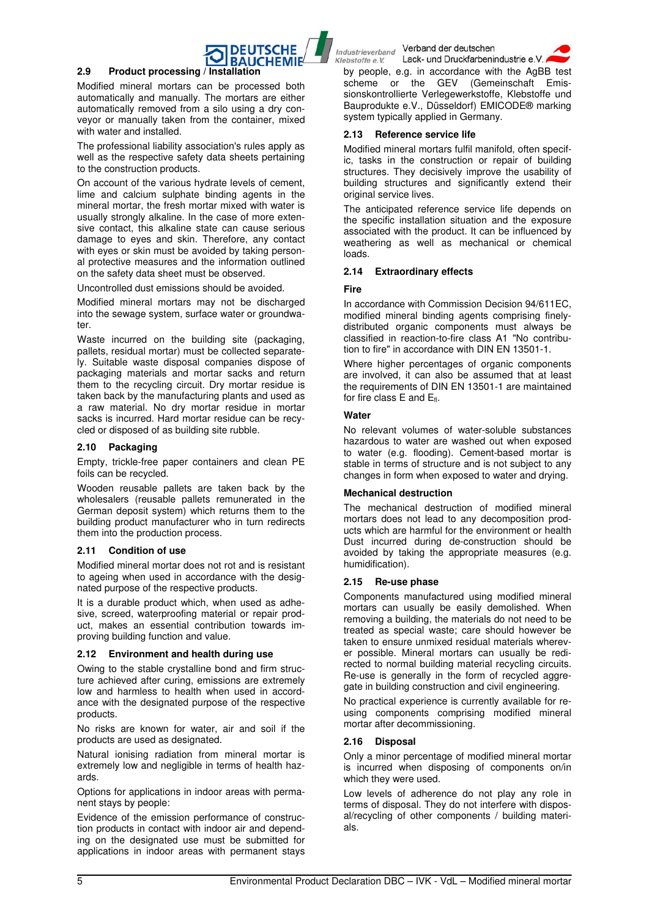## 2.9 Product processing / Installation

Modified mineral mortars can be processed both automatically and manually. The mortars are either automatically removed from a silo using a dry conveyor or manually taken from the container, mixed with water and installed.

The professional liability association's rules apply as well as the respective safety data sheets pertaining to the construction products.

On account of the various hydrate levels of cement, lime and calcium sulphate binding agents in the mineral mortar, the fresh mortar mixed with water is usually strongly alkaline. In the case of more extensive contact, this alkaline state can cause serious damage to eyes and skin. Therefore, any contact with eyes or skin must be avoided by taking personal protective measures and the information outlined on the safety data sheet must be observed.

Uncontrolled dust emissions should be avoided.

Modified mineral mortars may not be discharged into the sewage system, surface water or groundwater.

Waste incurred on the building site (packaging, pallets, residual mortar) must be collected separately. Suitable waste disposal companies dispose of packaging materials and mortar sacks and return them to the recycling circuit. Dry mortar residue is taken back by the manufacturing plants and used as a raw material. No dry mortar residue in mortar sacks is incurred. Hard mortar residue can be recycled or disposed of as building site rubble.

## 2.10 Packaging

Empty, trickle-free paper containers and clean PE foils can be recycled.

Wooden reusable pallets are taken back by the wholesalers (reusable pallets remunerated in the German deposit system) which returns them to the building product manufacturer who in turn redirects them into the production process.

## 2.11 Condition of use

Modified mineral mortar does not rot and is resistant to ageing when used in accordance with the designated purpose of the respective products.

It is a durable product which, when used as adhesive, screed, waterproofing material or repair product, makes an essential contribution towards improving building function and value.

## 2.12 Environment and health during use

Owing to the stable crystalline bond and firm structure achieved after curing, emissions are extremely low and harmless to health when used in accordance with the designated purpose of the respective products.

No risks are known for water, air and soil if the products are used as designated.

Natural ionising radiation from mineral mortar is extremely low and negligible in terms of health hazards.

Options for applications in indoor areas with permanent stays by people:

Evidence of the emission performance of construction products in contact with indoor air and depending on the designated use must be submitted for applications in indoor areas with permanent stays by people, e.g. in accordance with the AgBB test scheme or the GEV (Gemeinschaft Emissionskontrollierte Verlegewerkstoffe, Klebstoffe und Bauprodukte e.V., Düsseldorf) EMICODE® marking system typically applied in Germany.

## 2.13 Reference service life

Modified mineral mortars fulfil manifold, often specific, tasks in the construction or repair of building structures. They decisively improve the usability of building structures and significantly extend their original service lives.

The anticipated reference service life depends on the specific installation situation and the exposure associated with the product. It can be influenced by weathering as well as mechanical or chemical loads.

## 2.14 Extraordinary effects

### Fire

In accordance with Commission Decision 94/611EC, modified mineral binding agents comprising finely-distributed organic components must always be classified in reaction-to-fire class A1 "No contribution to fire" in accordance with DIN EN 13501-1.

Where higher percentages of organic components are involved, it can also be assumed that at least the requirements of DIN EN 13501-1 are maintained for fire class E and $E_{fl}$.

### Water

No relevant volumes of water-soluble substances hazardous to water are washed out when exposed to water (e.g. flooding). Cement-based mortar is stable in terms of structure and is not subject to any changes in form when exposed to water and drying.

### Mechanical destruction

The mechanical destruction of modified mineral mortars does not lead to any decomposition products which are harmful for the environment or health Dust incurred during de-construction should be avoided by taking the appropriate measures (e.g. humidification).

## 2.15 Re-use phase

Components manufactured using modified mineral mortars can usually be easily demolished. When removing a building, the materials do not need to be treated as special waste; care should however be taken to ensure unmixed residual materials wherever possible. Mineral mortars can usually be redirected to normal building material recycling circuits. Re-use is generally in the form of recycled aggregate in building construction and civil engineering.

No practical experience is currently available for re-using components comprising modified mineral mortar after decommissioning.

## 2.16 Disposal

Only a minor percentage of modified mineral mortar is incurred when disposing of components on/in which they were used.

Low levels of adherence do not play any role in terms of disposal. They do not interfere with disposal/recycling of other components / building materials.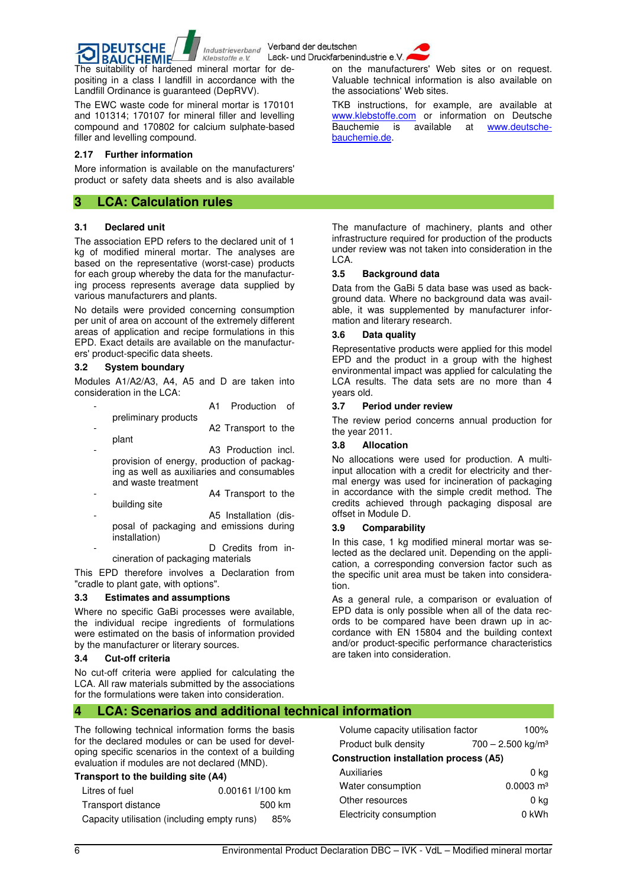The suitability of hardened mineral mortar for depositing in a class I landfill in accordance with the Landfill Ordinance is guaranteed (DepRVV).

The EWC waste code for mineral mortar is 170101 and 101314; 170107 for mineral filler and levelling compound and 170802 for calcium sulphate-based filler and levelling compound.

### 2.17 Further information

More information is available on the manufacturers' product or safety data sheets and is also available on the manufacturers' Web sites or on request. Valuable technical information is also available on the associations' Web sites.

TKB instructions, for example, are available at www.klebstoffe.com or information on Deutsche Bauchemie is available at www.deutsche-bauchemie.de.

## 3 LCA: Calculation rules

### 3.1 Declared unit

The association EPD refers to the declared unit of 1 kg of modified mineral mortar. The analyses are based on the representative (worst-case) products for each group whereby the data for the manufacturing process represents average data supplied by various manufacturers and plants.

No details were provided concerning consumption per unit of area on account of the extremely different areas of application and recipe formulations in this EPD. Exact details are available on the manufacturers' product-specific data sheets.

### 3.2 System boundary

Modules A1/A2/A3, A4, A5 and D are taken into consideration in the LCA:

- A1 Production of preliminary products
- A2 Transport to the plant
- A3 Production incl. provision of energy, production of packaging as well as auxiliaries and consumables and waste treatment
- A4 Transport to the building site
- A5 Installation (disposal of packaging and emissions during installation)
- D Credits from incineration of packaging materials

This EPD therefore involves a Declaration from "cradle to plant gate, with options".

### 3.3 Estimates and assumptions

Where no specific GaBi processes were available, the individual recipe ingredients of formulations were estimated on the basis of information provided by the manufacturer or literary sources.

### 3.4 Cut-off criteria

No cut-off criteria were applied for calculating the LCA. All raw materials submitted by the associations for the formulations were taken into consideration.

The manufacture of machinery, plants and other infrastructure required for production of the products under review was not taken into consideration in the LCA.

### 3.5 Background data

Data from the GaBi 5 data base was used as background data. Where no background data was available, it was supplemented by manufacturer information and literary research.

### 3.6 Data quality

Representative products were applied for this model EPD and the product in a group with the highest environmental impact was applied for calculating the LCA results. The data sets are no more than 4 years old.

### 3.7 Period under review

The review period concerns annual production for the year 2011.

### 3.8 Allocation

No allocations were used for production. A multi-input allocation with a credit for electricity and thermal energy was used for incineration of packaging in accordance with the simple credit method. The credits achieved through packaging disposal are offset in Module D.

### 3.9 Comparability

In this case, 1 kg modified mineral mortar was selected as the declared unit. Depending on the application, a corresponding conversion factor such as the specific unit area must be taken into consideration.

As a general rule, a comparison or evaluation of EPD data is only possible when all of the data records to be compared have been drawn up in accordance with EN 15804 and the building context and/or product-specific performance characteristics are taken into consideration.

## 4 LCA: Scenarios and additional technical information

The following technical information forms the basis for the declared modules or can be used for developing specific scenarios in the context of a building evaluation if modules are not declared (MND).

**Transport to the building site (A4)**

| | |
|---|---|
| Litres of fuel | 0.00161 l/100 km |
| Transport distance | 500 km |
| Capacity utilisation (including empty runs) | 85% |
| Volume capacity utilisation factor | 100% |
| Product bulk density | 700 – 2.500 kg/m³ |

**Construction installation process (A5)**

| | |
|---|---|
| Auxiliaries | 0 kg |
| Water consumption | 0.0003 m³ |
| Other resources | 0 kg |
| Electricity consumption | 0 kWh |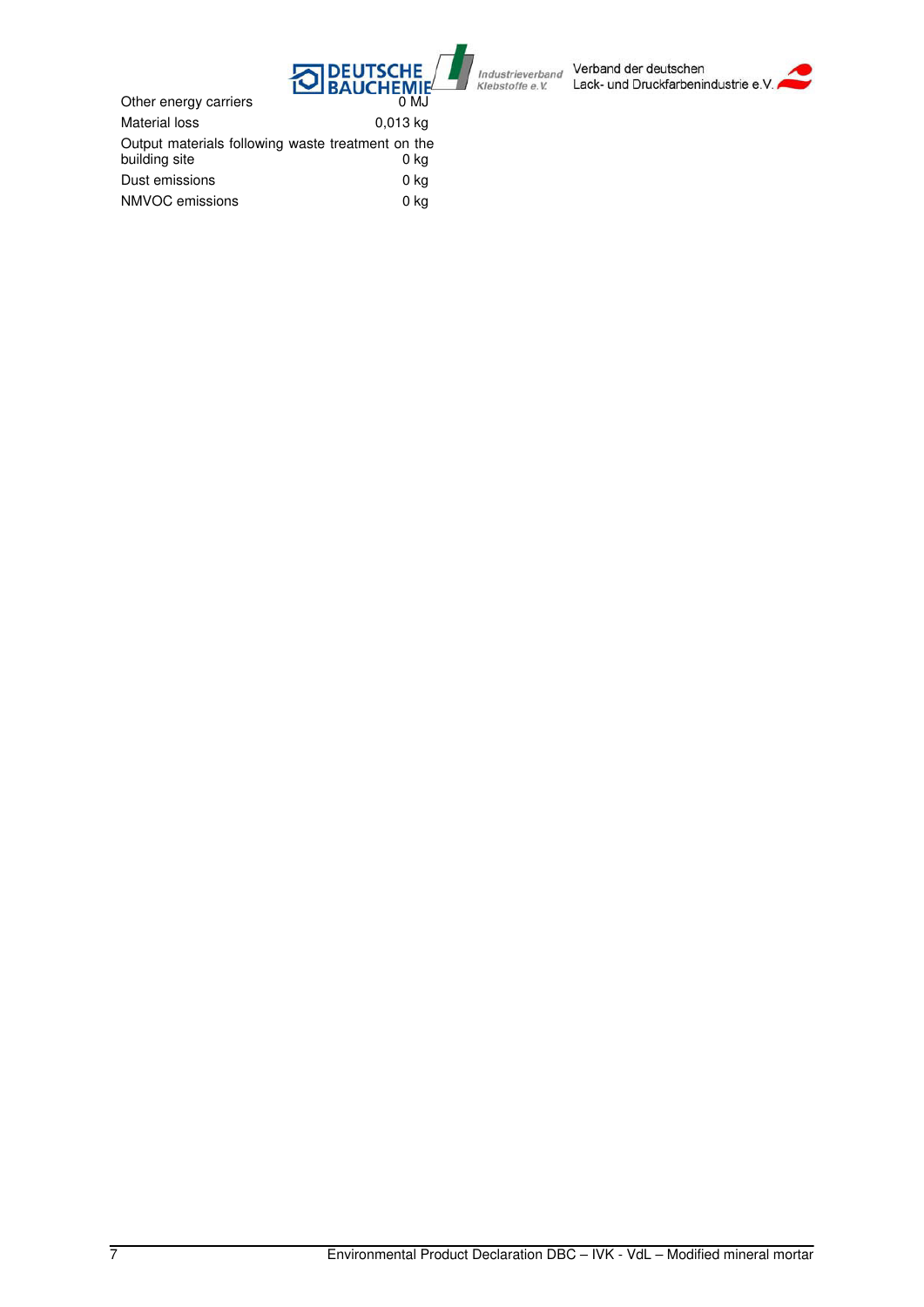| | |
|---|---|
| Other energy carriers | 0 MJ |
| Material loss | 0,013 kg |
| Output materials following waste treatment on the building site | 0 kg |
| Dust emissions | 0 kg |
| NMVOC emissions | 0 kg |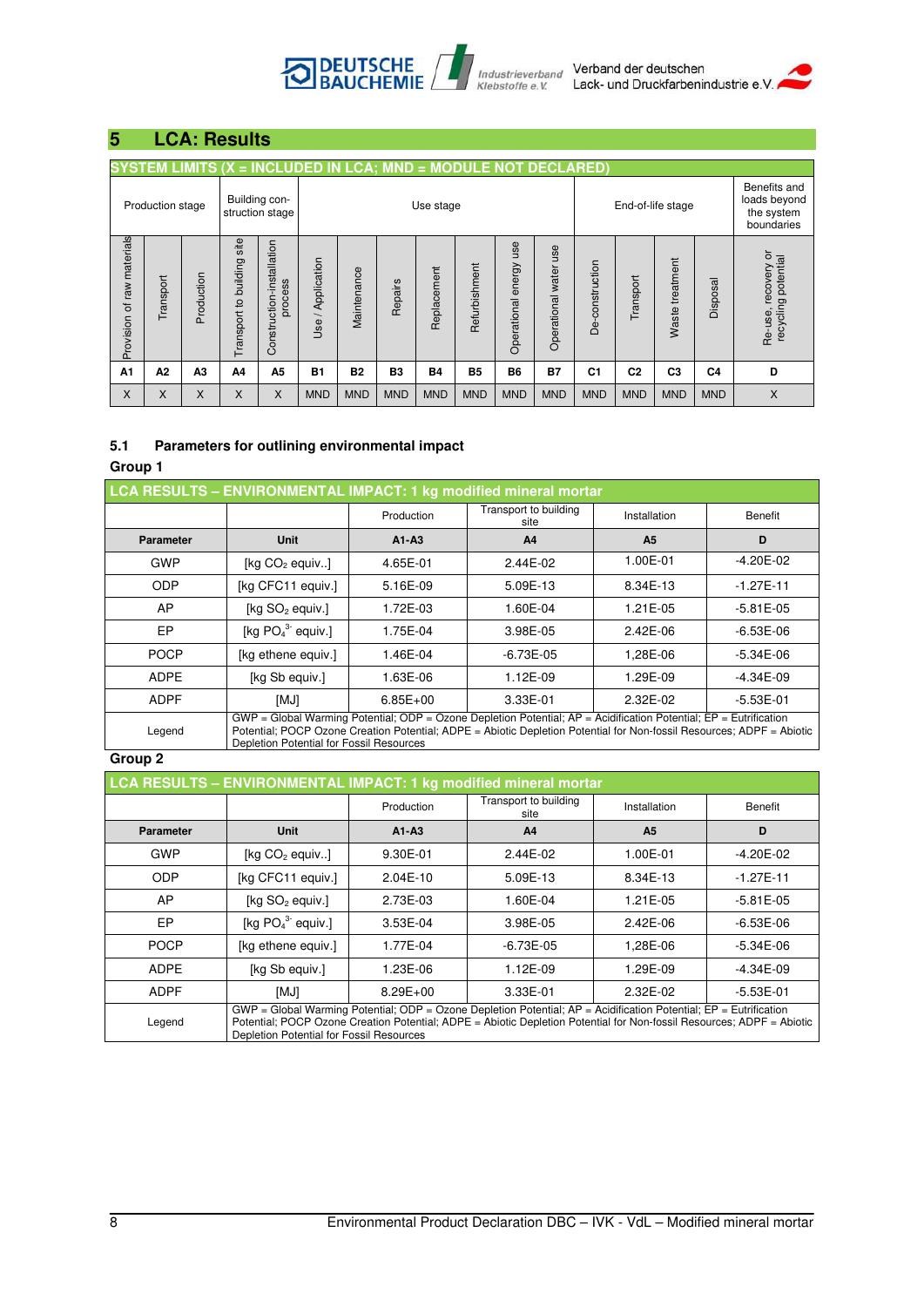## 5 LCA: Results

| SYSTEM LIMITS (X = INCLUDED IN LCA; MND = MODULE NOT DECLARED) | | | | | | | | | | | | | | | | |
|---|---|---|---|---|---|---|---|---|---|---|---|---|---|---|---|---|
| Production stage | | | Building con-struction stage | | Use stage | | | | | | | End-of-life stage | | | | Benefits and loads beyond the system boundaries |
| Provision of raw materials | Transport | Production | Transport to building site | Construction-installation process | Use / Application | Maintenance | Repairs | Replacement | Refurbishment | Operational energy use | Operational water use | De-construction | Transport | Waste treatment | Disposal | Re-use, recovery or recycling potential |
| A1 | A2 | A3 | A4 | A5 | B1 | B2 | B3 | B4 | B5 | B6 | B7 | C1 | C2 | C3 | C4 | D |
| X | X | X | X | X | MND | MND | MND | MND | MND | MND | MND | MND | MND | MND | MND | X |

### 5.1 Parameters for outlining environmental impact

**Group 1**

| LCA RESULTS – ENVIRONMENTAL IMPACT: 1 kg modified mineral mortar | | | | | |
|---|---|---|---|---|---|
| | | Production | Transport to building site | Installation | Benefit |
| **Parameter** | **Unit** | **A1-A3** | **A4** | **A5** | **D** |
| GWP | [kg $CO_2$ equiv..] | 4.65E-01 | 2.44E-02 | 1.00E-01 | -4.20E-02 |
| ODP | [kg CFC11 equiv.] | 5.16E-09 | 5.09E-13 | 8.34E-13 | -1.27E-11 |
| AP | [kg $SO_2$ equiv.] | 1.72E-03 | 1.60E-04 | 1.21E-05 | -5.81E-05 |
| EP | [kg $PO_4^{3-}$ equiv.] | 1.75E-04 | 3.98E-05 | 2.42E-06 | -6.53E-06 |
| POCP | [kg ethene equiv.] | 1.46E-04 | -6.73E-05 | 1,28E-06 | -5.34E-06 |
| ADPE | [kg Sb equiv.] | 1.63E-06 | 1.12E-09 | 1.29E-09 | -4.34E-09 |
| ADPF | [MJ] | 6.85E+00 | 3.33E-01 | 2.32E-02 | -5.53E-01 |
| Legend | GWP = Global Warming Potential; ODP = Ozone Depletion Potential; AP = Acidification Potential; EP = Eutrification Potential; POCP Ozone Creation Potential; ADPE = Abiotic Depletion Potential for Non-fossil Resources; ADPF = Abiotic Depletion Potential for Fossil Resources | | | | |

**Group 2**

| LCA RESULTS – ENVIRONMENTAL IMPACT: 1 kg modified mineral mortar | | | | | |
|---|---|---|---|---|---|
| | | Production | Transport to building site | Installation | Benefit |
| **Parameter** | **Unit** | **A1-A3** | **A4** | **A5** | **D** |
| GWP | [kg $CO_2$ equiv..] | 9.30E-01 | 2.44E-02 | 1.00E-01 | -4.20E-02 |
| ODP | [kg CFC11 equiv.] | 2.04E-10 | 5.09E-13 | 8.34E-13 | -1.27E-11 |
| AP | [kg $SO_2$ equiv.] | 2.73E-03 | 1.60E-04 | 1.21E-05 | -5.81E-05 |
| EP | [kg $PO_4^{3-}$ equiv.] | 3.53E-04 | 3.98E-05 | 2.42E-06 | -6.53E-06 |
| POCP | [kg ethene equiv.] | 1.77E-04 | -6.73E-05 | 1,28E-06 | -5.34E-06 |
| ADPE | [kg Sb equiv.] | 1.23E-06 | 1.12E-09 | 1.29E-09 | -4.34E-09 |
| ADPF | [MJ] | 8.29E+00 | 3.33E-01 | 2.32E-02 | -5.53E-01 |
| Legend | GWP = Global Warming Potential; ODP = Ozone Depletion Potential; AP = Acidification Potential; EP = Eutrification Potential; POCP Ozone Creation Potential; ADPE = Abiotic Depletion Potential for Non-fossil Resources; ADPF = Abiotic Depletion Potential for Fossil Resources | | | | |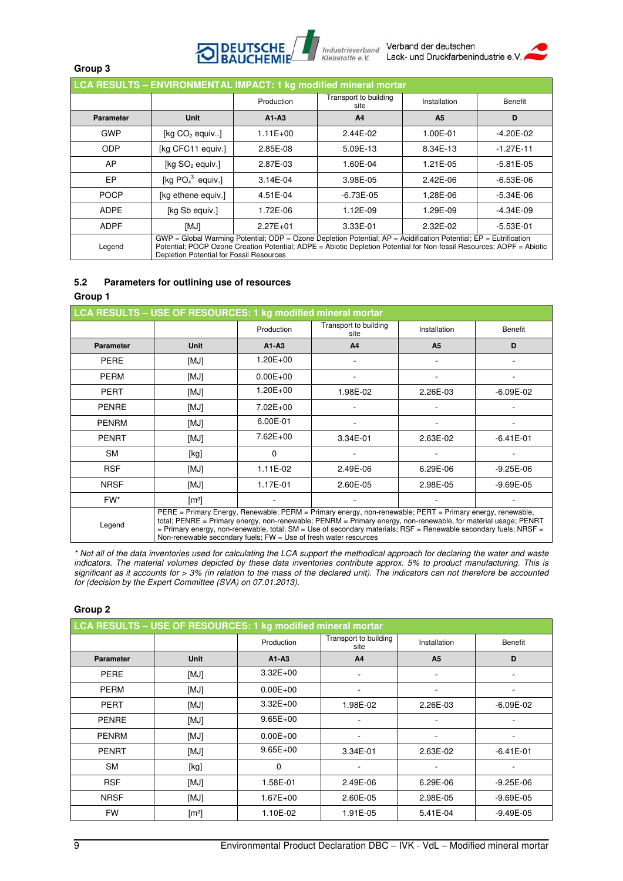**Group 3**

| LCA RESULTS – ENVIRONMENTAL IMPACT: 1 kg modified mineral mortar | | | | | |
|---|---|---|---|---|---|
| | | Production | Transport to building site | Installation | Benefit |
| **Parameter** | **Unit** | **A1-A3** | **A4** | **A5** | **D** |
| GWP | [kg $CO_2$ equiv..] | 1.11E+00 | 2.44E-02 | 1.00E-01 | -4.20E-02 |
| ODP | [kg CFC11 equiv.] | 2.85E-08 | 5.09E-13 | 8.34E-13 | -1.27E-11 |
| AP | [kg $SO_2$ equiv.] | 2.87E-03 | 1.60E-04 | 1.21E-05 | -5.81E-05 |
| EP | [kg $PO_4^{3-}$ equiv.] | 3.14E-04 | 3.98E-05 | 2.42E-06 | -6.53E-06 |
| POCP | [kg ethene equiv.] | 4.51E-04 | -6.73E-05 | 1,28E-06 | -5.34E-06 |
| ADPE | [kg Sb equiv.] | 1.72E-06 | 1.12E-09 | 1.29E-09 | -4.34E-09 |
| ADPF | [MJ] | 2.27E+01 | 3.33E-01 | 2.32E-02 | -5.53E-01 |
| Legend | GWP = Global Warming Potential; ODP = Ozone Depletion Potential; AP = Acidification Potential; EP = Eutrification Potential; POCP Ozone Creation Potential; ADPE = Abiotic Depletion Potential for Non-fossil Resources; ADPF = Abiotic Depletion Potential for Fossil Resources | | | | |

## 5.2 Parameters for outlining use of resources

**Group 1**

| LCA RESULTS – USE OF RESOURCES: 1 kg modified mineral mortar | | | | | |
|---|---|---|---|---|---|
| | | Production | Transport to building site | Installation | Benefit |
| **Parameter** | **Unit** | **A1-A3** | **A4** | **A5** | **D** |
| PERE | [MJ] | 1.20E+00 | - | - | - |
| PERM | [MJ] | 0.00E+00 | - | - | - |
| PERT | [MJ] | 1.20E+00 | 1.98E-02 | 2.26E-03 | -6.09E-02 |
| PENRE | [MJ] | 7.02E+00 | - | - | - |
| PENRM | [MJ] | 6.00E-01 | - | - | - |
| PENRT | [MJ] | 7.62E+00 | 3.34E-01 | 2.63E-02 | -6.41E-01 |
| SM | [kg] | 0 | - | - | - |
| RSF | [MJ] | 1.11E-02 | 2.49E-06 | 6.29E-06 | -9.25E-06 |
| NRSF | [MJ] | 1.17E-01 | 2.60E-05 | 2.98E-05 | -9.69E-05 |
| FW* | [m³] | - | - | - | - |
| Legend | PERE = Primary Energy, Renewable; PERM = Primary energy, non-renewable; PERT = Primary energy, renewable, total; PENRE = Primary energy, non-renewable; PENRM = Primary energy, non-renewable, for material usage; PENRT = Primary energy, non-renewable, total; SM = Use of secondary materials; RSF = Renewable secondary fuels; NRSF = Non-renewable secondary fuels; FW = Use of fresh water resources | | | | |

*\* Not all of the data inventories used for calculating the LCA support the methodical approach for declaring the water and waste indicators. The material volumes depicted by these data inventories contribute approx. 5% to product manufacturing. This is significant as it accounts for > 3% (in relation to the mass of the declared unit). The indicators can not therefore be accounted for (decision by the Expert Committee (SVA) on 07.01.2013).*

**Group 2**

| LCA RESULTS – USE OF RESOURCES: 1 kg modified mineral mortar | | | | | |
|---|---|---|---|---|---|
| | | Production | Transport to building site | Installation | Benefit |
| **Parameter** | **Unit** | **A1-A3** | **A4** | **A5** | **D** |
| PERE | [MJ] | 3.32E+00 | - | - | - |
| PERM | [MJ] | 0.00E+00 | - | - | - |
| PERT | [MJ] | 3.32E+00 | 1.98E-02 | 2.26E-03 | -6.09E-02 |
| PENRE | [MJ] | 9.65E+00 | - | - | - |
| PENRM | [MJ] | 0.00E+00 | - | - | - |
| PENRT | [MJ] | 9.65E+00 | 3.34E-01 | 2.63E-02 | -6.41E-01 |
| SM | [kg] | 0 | - | - | - |
| RSF | [MJ] | 1.58E-01 | 2.49E-06 | 6.29E-06 | -9.25E-06 |
| NRSF | [MJ] | 1.67E+00 | 2.60E-05 | 2.98E-05 | -9.69E-05 |
| FW | [m³] | 1.10E-02 | 1.91E-05 | 5.41E-04 | -9.49E-05 |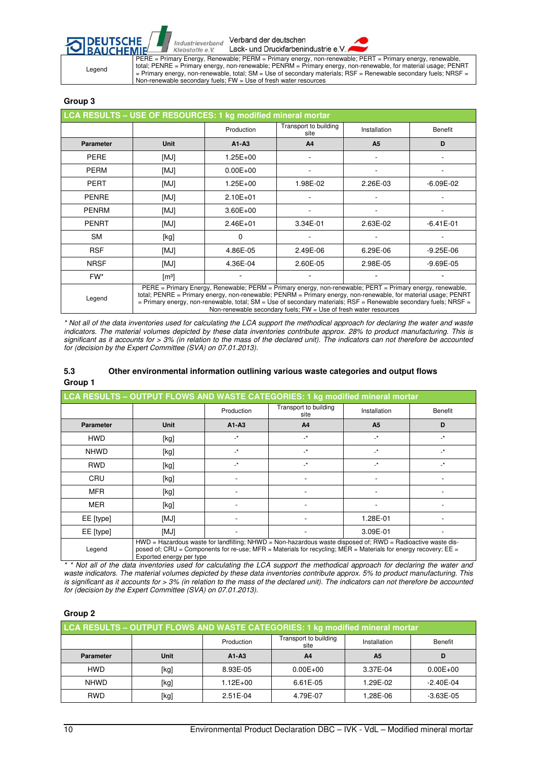| Legend | PERE = Primary Energy, Renewable; PERM = Primary energy, non-renewable; PERT = Primary energy, renewable, total; PENRE = Primary energy, non-renewable; PENRM = Primary energy, non-renewable, for material usage; PENRT = Primary energy, non-renewable, total; SM = Use of secondary materials; RSF = Renewable secondary fuels; NRSF = Non-renewable secondary fuels; FW = Use of fresh water resources |
|---|---|

**Group 3**

| LCA RESULTS – USE OF RESOURCES: 1 kg modified mineral mortar | | | | | |
|---|---|---|---|---|---|
| | | Production | Transport to building site | Installation | Benefit |
| **Parameter** | **Unit** | **A1-A3** | **A4** | **A5** | **D** |
| PERE | [MJ] | 1.25E+00 | - | - | - |
| PERM | [MJ] | 0.00E+00 | - | - | - |
| PERT | [MJ] | 1.25E+00 | 1.98E-02 | 2.26E-03 | -6.09E-02 |
| PENRE | [MJ] | 2.10E+01 | - | - | - |
| PENRM | [MJ] | 3.60E+00 | - | - | - |
| PENRT | [MJ] | 2.46E+01 | 3.34E-01 | 2.63E-02 | -6.41E-01 |
| SM | [kg] | 0 | - | - | - |
| RSF | [MJ] | 4.86E-05 | 2.49E-06 | 6.29E-06 | -9.25E-06 |
| NRSF | [MJ] | 4.36E-04 | 2.60E-05 | 2.98E-05 | -9.69E-05 |
| FW* | [m³] | - | - | - | - |
| Legend | PERE = Primary Energy, Renewable; PERM = Primary energy, non-renewable; PERT = Primary energy, renewable, total; PENRE = Primary energy, non-renewable; PENRM = Primary energy, non-renewable, for material usage; PENRT = Primary energy, non-renewable, total; SM = Use of secondary materials; RSF = Renewable secondary fuels; NRSF = Non-renewable secondary fuels; FW = Use of fresh water resources | | | | |

*\* Not all of the data inventories used for calculating the LCA support the methodical approach for declaring the water and waste indicators. The material volumes depicted by these data inventories contribute approx. 28% to product manufacturing. This is significant as it accounts for > 3% (in relation to the mass of the declared unit). The indicators can not therefore be accounted for (decision by the Expert Committee (SVA) on 07.01.2013).*

### 5.3 Other environmental information outlining various waste categories and output flows

**Group 1**

| LCA RESULTS – OUTPUT FLOWS AND WASTE CATEGORIES: 1 kg modified mineral mortar | | | | | |
|---|---|---|---|---|---|
| | | Production | Transport to building site | Installation | Benefit |
| **Parameter** | **Unit** | **A1-A3** | **A4** | **A5** | **D** |
| HWD | [kg] | -* | -* | -* | -* |
| NHWD | [kg] | -* | -* | -* | -* |
| RWD | [kg] | -* | -* | -* | -* |
| CRU | [kg] | - | - | - | - |
| MFR | [kg] | - | - | - | - |
| MER | [kg] | - | - | - | - |
| EE [type] | [MJ] | - | - | 1.28E-01 | - |
| EE [type] | [MJ] | - | - | 3.09E-01 | - |
| Legend | HWD = Hazardous waste for landfilling; NHWD = Non-hazardous waste disposed of; RWD = Radioactive waste disposed of; CRU = Components for re-use; MFR = Materials for recycling; MER = Materials for energy recovery; EE = Exported energy per type | | | | |

*\* \* Not all of the data inventories used for calculating the LCA support the methodical approach for declaring the water and waste indicators. The material volumes depicted by these data inventories contribute approx. 5% to product manufacturing. This is significant as it accounts for > 3% (in relation to the mass of the declared unit). The indicators can not therefore be accounted for (decision by the Expert Committee (SVA) on 07.01.2013).*

**Group 2**

| LCA RESULTS – OUTPUT FLOWS AND WASTE CATEGORIES: 1 kg modified mineral mortar | | | | | |
|---|---|---|---|---|---|
| | | Production | Transport to building site | Installation | Benefit |
| **Parameter** | **Unit** | **A1-A3** | **A4** | **A5** | **D** |
| HWD | [kg] | 8.93E-05 | 0.00E+00 | 3.37E-04 | 0.00E+00 |
| NHWD | [kg] | 1.12E+00 | 6.61E-05 | 1.29E-02 | -2.40E-04 |
| RWD | [kg] | 2.51E-04 | 4.79E-07 | 1,28E-06 | -3.63E-05 |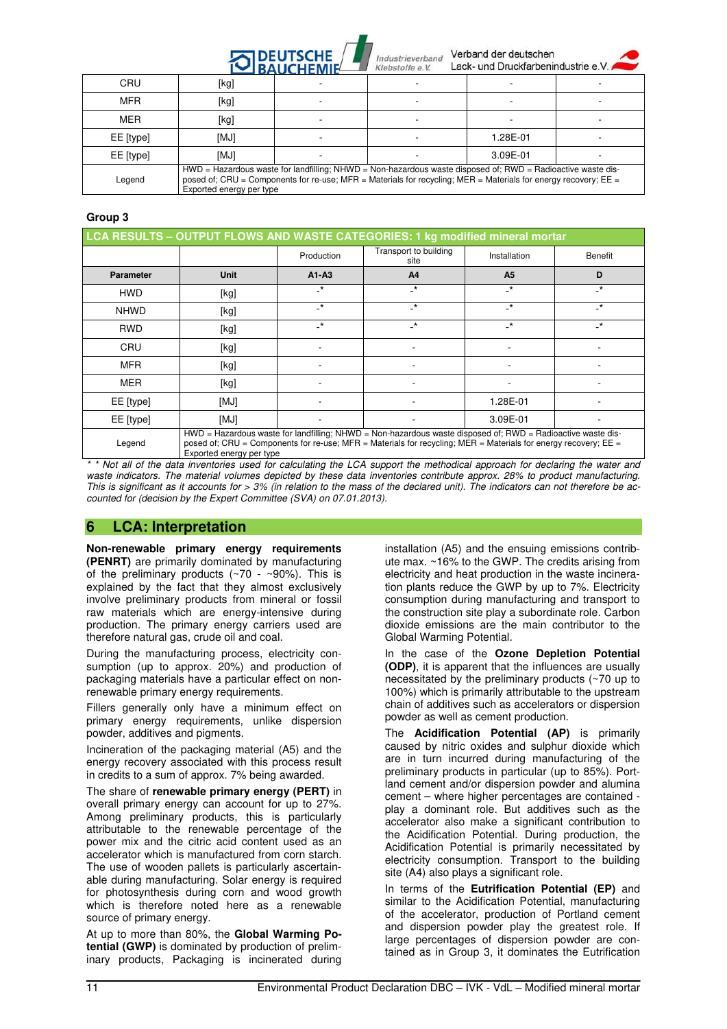| CRU | [kg] | - | - | - | - |
|---|---|---|---|---|---|
| MFR | [kg] | - | - | - | - |
| MER | [kg] | - | - | - | - |
| EE [type] | [MJ] | - | - | 1.28E-01 | - |
| EE [type] | [MJ] | - | - | 3.09E-01 | - |
| Legend | HWD = Hazardous waste for landfilling; NHWD = Non-hazardous waste disposed of; RWD = Radioactive waste disposed of; CRU = Components for re-use; MFR = Materials for recycling; MER = Materials for energy recovery; EE = Exported energy per type | | | | |

**Group 3**

| LCA RESULTS – OUTPUT FLOWS AND WASTE CATEGORIES: 1 kg modified mineral mortar | | | | | |
|---|---|---|---|---|---|
| | | Production | Transport to building site | Installation | Benefit |
| **Parameter** | **Unit** | **A1-A3** | **A4** | **A5** | **D** |
| HWD | [kg] | -* | -* | -* | -* |
| NHWD | [kg] | -* | -* | -* | -* |
| RWD | [kg] | -* | -* | -* | -* |
| CRU | [kg] | - | - | - | - |
| MFR | [kg] | - | - | - | - |
| MER | [kg] | - | - | - | - |
| EE [type] | [MJ] | - | - | 1.28E-01 | - |
| EE [type] | [MJ] | - | - | 3.09E-01 | - |
| Legend | HWD = Hazardous waste for landfilling; NHWD = Non-hazardous waste disposed of; RWD = Radioactive waste disposed of; CRU = Components for re-use; MFR = Materials for recycling; MER = Materials for energy recovery; EE = Exported energy per type | | | | |

*\* Not all of the data inventories used for calculating the LCA support the methodical approach for declaring the water and waste indicators. The material volumes depicted by these data inventories contribute approx. 28% to product manufacturing. This is significant as it accounts for > 3% (in relation to the mass of the declared unit). The indicators can not therefore be accounted for (decision by the Expert Committee (SVA) on 07.01.2013).*

## 6 LCA: Interpretation

**Non-renewable primary energy requirements (PENRT)** are primarily dominated by manufacturing of the preliminary products (~70 - ~90%). This is explained by the fact that they almost exclusively involve preliminary products from mineral or fossil raw materials which are energy-intensive during production. The primary energy carriers used are therefore natural gas, crude oil and coal.

During the manufacturing process, electricity consumption (up to approx. 20%) and production of packaging materials have a particular effect on non-renewable primary energy requirements.

Fillers generally only have a minimum effect on primary energy requirements, unlike dispersion powder, additives and pigments.

Incineration of the packaging material (A5) and the energy recovery associated with this process result in credits to a sum of approx. 7% being awarded.

The share of **renewable primary energy (PERT)** in overall primary energy can account for up to 27%. Among preliminary products, this is particularly attributable to the renewable percentage of the power mix and the citric acid content used as an accelerator which is manufactured from corn starch. The use of wooden pallets is particularly ascertainable during manufacturing. Solar energy is required for photosynthesis during corn and wood growth which is therefore noted here as a renewable source of primary energy.

At up to more than 80%, the **Global Warming Potential (GWP)** is dominated by production of preliminary products, Packaging is incinerated during installation (A5) and the ensuing emissions contribute max. ~16% to the GWP. The credits arising from electricity and heat production in the waste incineration plants reduce the GWP by up to 7%. Electricity consumption during manufacturing and transport to the construction site play a subordinate role. Carbon dioxide emissions are the main contributor to the Global Warming Potential.

In the case of the **Ozone Depletion Potential (ODP)**, it is apparent that the influences are usually necessitated by the preliminary products (~70 up to 100%) which is primarily attributable to the upstream chain of additives such as accelerators or dispersion powder as well as cement production.

The **Acidification Potential (AP)** is primarily caused by nitric oxides and sulphur dioxide which are in turn incurred during manufacturing of the preliminary products in particular (up to 85%). Portland cement and/or dispersion powder and alumina cement – where higher percentages are contained - play a dominant role. But additives such as the accelerator also make a significant contribution to the Acidification Potential. During production, the Acidification Potential is primarily necessitated by electricity consumption. Transport to the building site (A4) also plays a significant role.

In terms of the **Eutrification Potential (EP)** and similar to the Acidification Potential, manufacturing of the accelerator, production of Portland cement and dispersion powder play the greatest role. If large percentages of dispersion powder are contained as in Group 3, it dominates the Eutrification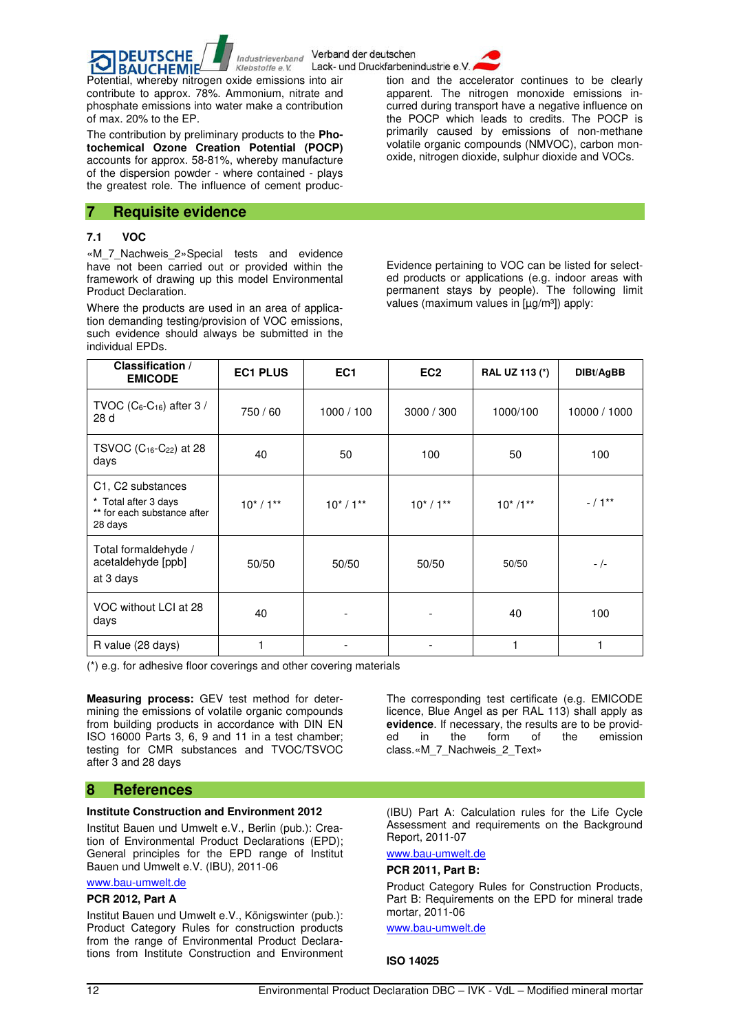Potential, whereby nitrogen oxide emissions into air contribute to approx. 78%. Ammonium, nitrate and phosphate emissions into water make a contribution of max. 20% to the EP.

The contribution by preliminary products to the **Photochemical Ozone Creation Potential (POCP)** accounts for approx. 58-81%, whereby manufacture of the dispersion powder - where contained - plays the greatest role. The influence of cement production and the accelerator continues to be clearly apparent. The nitrogen monoxide emissions incurred during transport have a negative influence on the POCP which leads to credits. The POCP is primarily caused by emissions of non-methane volatile organic compounds (NMVOC), carbon monoxide, nitrogen dioxide, sulphur dioxide and VOCs.

## 7 Requisite evidence

### 7.1 VOC

«M_7_Nachweis_2»Special tests and evidence have not been carried out or provided within the framework of drawing up this model Environmental Product Declaration.

Where the products are used in an area of application demanding testing/provision of VOC emissions, such evidence should always be submitted in the individual EPDs.

Evidence pertaining to VOC can be listed for selected products or applications (e.g. indoor areas with permanent stays by people). The following limit values (maximum values in [µg/m³]) apply:

| Classification / EMICODE | EC1 PLUS | EC1 | EC2 | RAL UZ 113 (*) | DIBt/AgBB |
|---|---|---|---|---|---|
| TVOC ($C_6$-$C_{16}$) after 3 / 28 d | 750 / 60 | 1000 / 100 | 3000 / 300 | 1000/100 | 10000 / 1000 |
| TSVOC ($C_{16}$-$C_{22}$) at 28 days | 40 | 50 | 100 | 50 | 100 |
| C1, C2 substances<br>* Total after 3 days<br>** for each substance after 28 days | 10* / 1** | 10* / 1** | 10* / 1** | 10* /1** | - / 1** |
| Total formaldehyde / acetaldehyde [ppb]<br>at 3 days | 50/50 | 50/50 | 50/50 | 50/50 | - /- |
| VOC without LCI at 28 days | 40 | - | - | 40 | 100 |
| R value (28 days) | 1 | - | - | 1 | 1 |

(*) e.g. for adhesive floor coverings and other covering materials

**Measuring process:** GEV test method for determining the emissions of volatile organic compounds from building products in accordance with DIN EN ISO 16000 Parts 3, 6, 9 and 11 in a test chamber; testing for CMR substances and TVOC/TSVOC after 3 and 28 days

The corresponding test certificate (e.g. EMICODE licence, Blue Angel as per RAL 113) shall apply as **evidence**. If necessary, the results are to be provided in the form of the emission class.«M_7_Nachweis_2_Text»

## 8 References

**Institute Construction and Environment 2012**

Institut Bauen und Umwelt e.V., Berlin (pub.): Creation of Environmental Product Declarations (EPD); General principles for the EPD range of Institut Bauen und Umwelt e.V. (IBU), 2011-06

www.bau-umwelt.de

**PCR 2012, Part A**

Institut Bauen und Umwelt e.V., Königswinter (pub.): Product Category Rules for construction products from the range of Environmental Product Declarations from Institute Construction and Environment (IBU) Part A: Calculation rules for the Life Cycle Assessment and requirements on the Background Report, 2011-07

www.bau-umwelt.de

**PCR 2011, Part B:**

Product Category Rules for Construction Products, Part B: Requirements on the EPD for mineral trade mortar, 2011-06

www.bau-umwelt.de

**ISO 14025**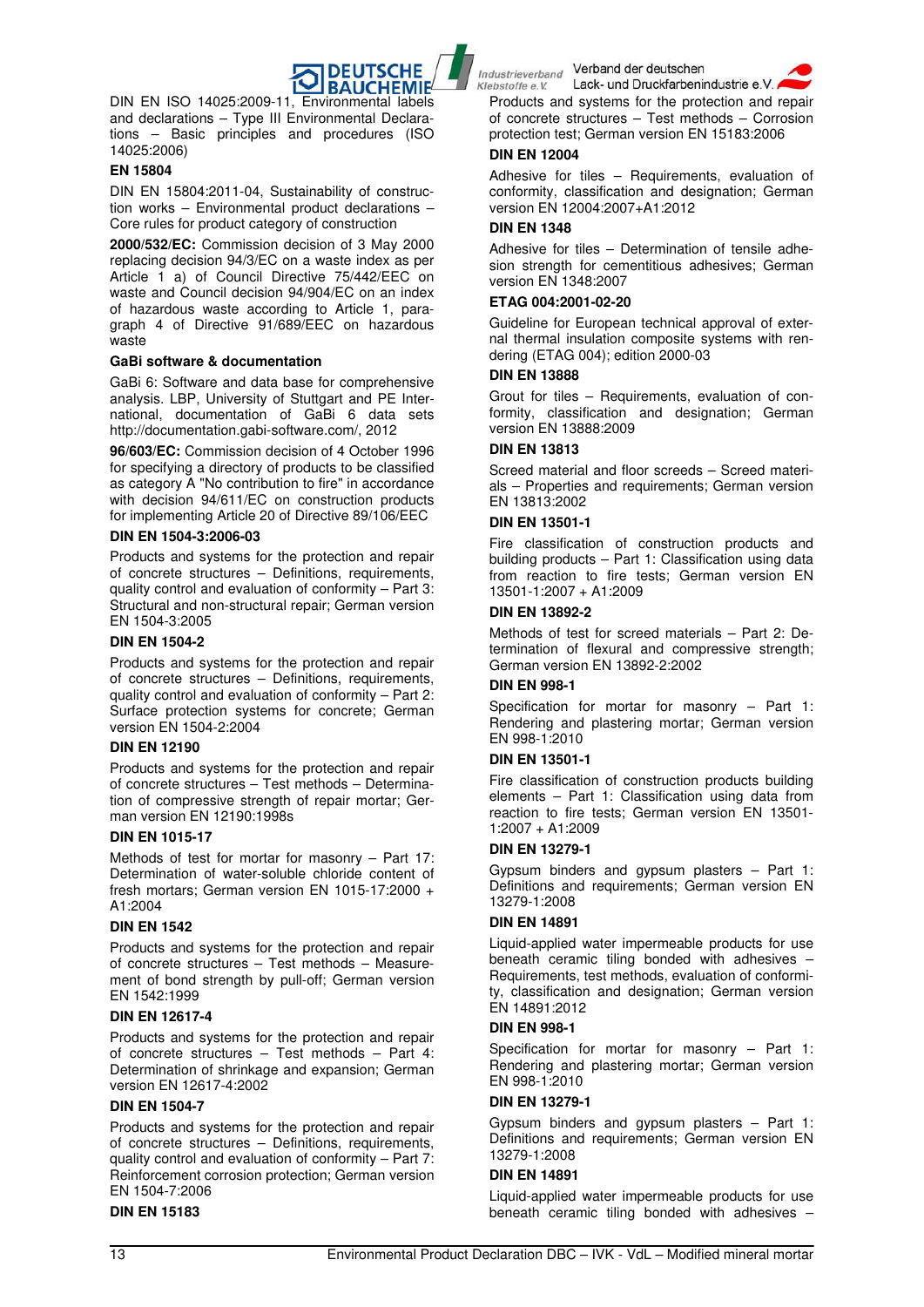DIN EN ISO 14025:2009-11, Environmental labels and declarations – Type III Environmental Declarations – Basic principles and procedures (ISO 14025:2006)

**EN 15804**

DIN EN 15804:2011-04, Sustainability of construction works – Environmental product declarations – Core rules for product category of construction

**2000/532/EC:** Commission decision of 3 May 2000 replacing decision 94/3/EC on a waste index as per Article 1 a) of Council Directive 75/442/EEC on waste and Council decision 94/904/EC on an index of hazardous waste according to Article 1, paragraph 4 of Directive 91/689/EEC on hazardous waste

**GaBi software & documentation**

GaBi 6: Software and data base for comprehensive analysis. LBP, University of Stuttgart and PE International, documentation of GaBi 6 data sets http://documentation.gabi-software.com/, 2012

**96/603/EC:** Commission decision of 4 October 1996 for specifying a directory of products to be classified as category A "No contribution to fire" in accordance with decision 94/611/EC on construction products for implementing Article 20 of Directive 89/106/EEC

**DIN EN 1504-3:2006-03**

Products and systems for the protection and repair of concrete structures – Definitions, requirements, quality control and evaluation of conformity – Part 3: Structural and non-structural repair; German version EN 1504-3:2005

**DIN EN 1504-2**

Products and systems for the protection and repair of concrete structures – Definitions, requirements, quality control and evaluation of conformity – Part 2: Surface protection systems for concrete; German version EN 1504-2:2004

**DIN EN 12190**

Products and systems for the protection and repair of concrete structures – Test methods – Determination of compressive strength of repair mortar; German version EN 12190:1998s

**DIN EN 1015-17**

Methods of test for mortar for masonry – Part 17: Determination of water-soluble chloride content of fresh mortars; German version EN 1015-17:2000 + A1:2004

**DIN EN 1542**

Products and systems for the protection and repair of concrete structures – Test methods – Measurement of bond strength by pull-off; German version EN 1542:1999

**DIN EN 12617-4**

Products and systems for the protection and repair of concrete structures – Test methods – Part 4: Determination of shrinkage and expansion; German version EN 12617-4:2002

**DIN EN 1504-7**

Products and systems for the protection and repair of concrete structures – Definitions, requirements, quality control and evaluation of conformity – Part 7: Reinforcement corrosion protection; German version EN 1504-7:2006

**DIN EN 15183**

Products and systems for the protection and repair of concrete structures – Test methods – Corrosion protection test; German version EN 15183:2006

**DIN EN 12004**

Adhesive for tiles – Requirements, evaluation of conformity, classification and designation; German version EN 12004:2007+A1:2012

**DIN EN 1348**

Adhesive for tiles – Determination of tensile adhesion strength for cementitious adhesives; German version EN 1348:2007

**ETAG 004:2001-02-20**

Guideline for European technical approval of external thermal insulation composite systems with rendering (ETAG 004); edition 2000-03

**DIN EN 13888**

Grout for tiles – Requirements, evaluation of conformity, classification and designation; German version EN 13888:2009

**DIN EN 13813**

Screed material and floor screeds – Screed materials – Properties and requirements; German version EN 13813:2002

**DIN EN 13501-1**

Fire classification of construction products and building products – Part 1: Classification using data from reaction to fire tests; German version EN 13501-1:2007 + A1:2009

**DIN EN 13892-2**

Methods of test for screed materials – Part 2: Determination of flexural and compressive strength; German version EN 13892-2:2002

**DIN EN 998-1**

Specification for mortar for masonry – Part 1: Rendering and plastering mortar; German version EN 998-1:2010

**DIN EN 13501-1**

Fire classification of construction products building elements – Part 1: Classification using data from reaction to fire tests; German version EN 13501-1:2007 + A1:2009

**DIN EN 13279-1**

Gypsum binders and gypsum plasters – Part 1: Definitions and requirements; German version EN 13279-1:2008

**DIN EN 14891**

Liquid-applied water impermeable products for use beneath ceramic tiling bonded with adhesives – Requirements, test methods, evaluation of conformity, classification and designation; German version EN 14891:2012

**DIN EN 998-1**

Specification for mortar for masonry – Part 1: Rendering and plastering mortar; German version EN 998-1:2010

**DIN EN 13279-1**

Gypsum binders and gypsum plasters – Part 1: Definitions and requirements; German version EN 13279-1:2008

**DIN EN 14891**

Liquid-applied water impermeable products for use beneath ceramic tiling bonded with adhesives –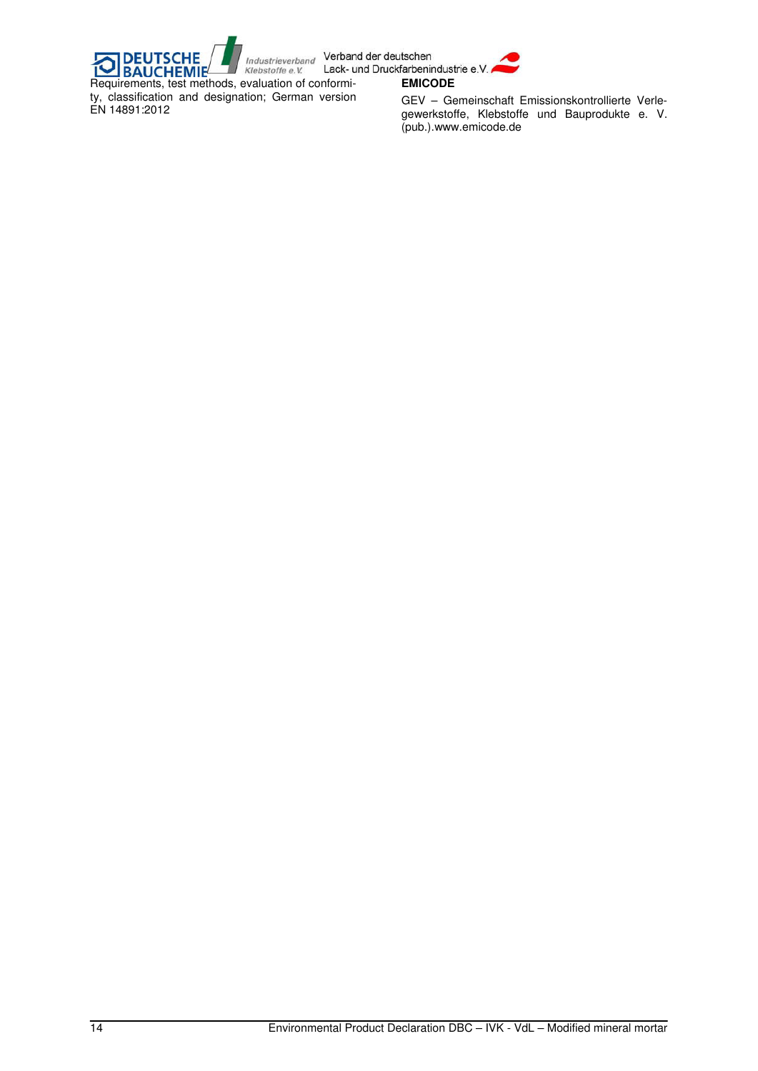Requirements, test methods, evaluation of conformity, classification and designation; German version EN 14891:2012

**EMICODE**

GEV – Gemeinschaft Emissionskontrollierte Verlegewerkstoffe, Klebstoffe und Bauprodukte e. V. (pub.).www.emicode.de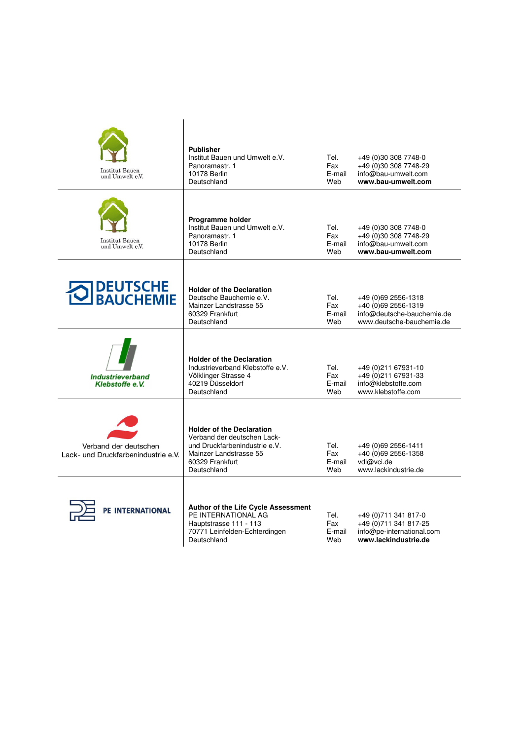| | | | |
|---|---|---|---|
| Institut Bauen und Umwelt e.V. | **Publisher**<br>Institut Bauen und Umwelt e.V.<br>Panoramastr. 1<br>10178 Berlin<br>Deutschland | Tel.<br>Fax<br>E-mail<br>Web | +49 (0)30 308 7748-0<br>+49 (0)30 308 7748-29<br>info@bau-umwelt.com<br>**www.bau-umwelt.com** |
| Institut Bauen und Umwelt e.V. | **Programme holder**<br>Institut Bauen und Umwelt e.V.<br>Panoramastr. 1<br>10178 Berlin<br>Deutschland | Tel.<br>Fax<br>E-mail<br>Web | +49 (0)30 308 7748-0<br>+49 (0)30 308 7748-29<br>info@bau-umwelt.com<br>**www.bau-umwelt.com** |
| DEUTSCHE BAUCHEMIE | **Holder of the Declaration**<br>Deutsche Bauchemie e.V.<br>Mainzer Landstrasse 55<br>60329 Frankfurt<br>Deutschland | Tel.<br>Fax<br>E-mail<br>Web | +49 (0)69 2556-1318<br>+40 (0)69 2556-1319<br>info@deutsche-bauchemie.de<br>www.deutsche-bauchemie.de |
| Industrieverband Klebstoffe e.V. | **Holder of the Declaration**<br>Industrieverband Klebstoffe e.V.<br>Völklinger Strasse 4<br>40219 Düsseldorf<br>Deutschland | Tel.<br>Fax<br>E-mail<br>Web | +49 (0)211 67931-10<br>+49 (0)211 67931-33<br>info@klebstoffe.com<br>www.klebstoffe.com |
| Verband der deutschen Lack- und Druckfarbenindustrie e.V. | **Holder of the Declaration**<br>Verband der deutschen Lack- und Druckfarbenindustrie e.V.<br>Mainzer Landstrasse 55<br>60329 Frankfurt<br>Deutschland | Tel.<br>Fax<br>E-mail<br>Web | +49 (0)69 2556-1411<br>+40 (0)69 2556-1358<br>vdl@vci.de<br>www.lackindustrie.de |
| PE INTERNATIONAL | **Author of the Life Cycle Assessment**<br>PE INTERNATIONAL AG<br>Hauptstrasse 111 - 113<br>70771 Leinfelden-Echterdingen<br>Deutschland | Tel.<br>Fax<br>E-mail<br>Web | +49 (0)711 341 817-0<br>+49 (0)711 341 817-25<br>info@pe-international.com<br>**www.lackindustrie.de** |